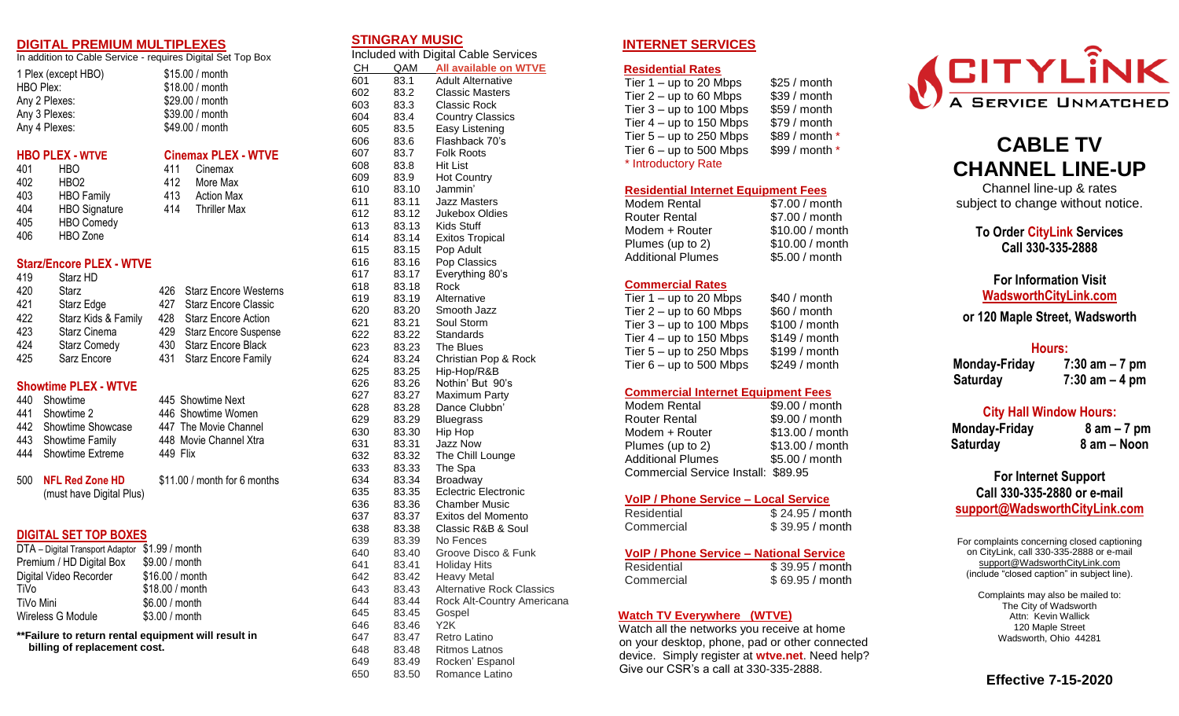## DIGITAL PREMIUM MULTIPLEXES

In addition to Cable Service - requires Digital Set Top Box

| | |
|---|---|
| 1 Plex (except HBO) | $15.00 / month |
| HBO Plex: | $18.00 / month |
| Any 2 Plexes: | $29.00 / month |
| Any 3 Plexes: | $39.00 / month |
| Any 4 Plexes: | $49.00 / month |

### HBO PLEX - WTVE

| | |
|---|---|
| 401 | HBO |
| 402 | HBO2 |
| 403 | HBO Family |
| 404 | HBO Signature |
| 405 | HBO Comedy |
| 406 | HBO Zone |

### Cinemax PLEX - WTVE

| | |
|---|---|
| 411 | Cinemax |
| 412 | More Max |
| 413 | Action Max |
| 414 | Thriller Max |

### Starz/Encore PLEX - WTVE

| | |
|---|---|
| 419 | Starz HD |
| 420 | Starz |
| 421 | Starz Edge |
| 422 | Starz Kids & Family |
| 423 | Starz Cinema |
| 424 | Starz Comedy |
| 425 | Sarz Encore |
| 426 | Starz Encore Westerns |
| 427 | Starz Encore Classic |
| 428 | Starz Encore Action |
| 429 | Starz Encore Suspense |
| 430 | Starz Encore Black |
| 431 | Starz Encore Family |

### Showtime PLEX - WTVE

| | |
|---|---|
| 440 | Showtime |
| 441 | Showtime 2 |
| 442 | Showtime Showcase |
| 443 | Showtime Family |
| 444 | Showtime Extreme |
| 445 | Showtime Next |
| 446 | Showtime Women |
| 447 | The Movie Channel |
| 448 | Movie Channel Xtra |
| 449 | Flix |

500 **NFL Red Zone HD** (must have Digital Plus) — $11.00 / month for 6 months

## DIGITAL SET TOP BOXES

| | |
|---|---|
| DTA – Digital Transport Adaptor | $1.99 / month |
| Premium / HD Digital Box | $9.00 / month |
| Digital Video Recorder | $16.00 / month |
| TiVo | $18.00 / month |
| TiVo Mini | $6.00 / month |
| Wireless G Module | $3.00 / month |

**\*\*Failure to return rental equipment will result in billing of replacement cost.**

## STINGRAY MUSIC

Included with Digital Cable Services

| CH | QAM | All available on WTVE |
|---|---|---|
| 601 | 83.1 | Adult Alternative |
| 602 | 83.2 | Classic Masters |
| 603 | 83.3 | Classic Rock |
| 604 | 83.4 | Country Classics |
| 605 | 83.5 | Easy Listening |
| 606 | 83.6 | Flashback 70's |
| 607 | 83.7 | Folk Roots |
| 608 | 83.8 | Hit List |
| 609 | 83.9 | Hot Country |
| 610 | 83.10 | Jammin' |
| 611 | 83.11 | Jazz Masters |
| 612 | 83.12 | Jukebox Oldies |
| 613 | 83.13 | Kids Stuff |
| 614 | 83.14 | Exitos Tropical |
| 615 | 83.15 | Pop Adult |
| 616 | 83.16 | Pop Classics |
| 617 | 83.17 | Everything 80's |
| 618 | 83.18 | Rock |
| 619 | 83.19 | Alternative |
| 620 | 83.20 | Smooth Jazz |
| 621 | 83.21 | Soul Storm |
| 622 | 83.22 | Standards |
| 623 | 83.23 | The Blues |
| 624 | 83.24 | Christian Pop & Rock |
| 625 | 83.25 | Hip-Hop/R&B |
| 626 | 83.26 | Nothin' But 90's |
| 627 | 83.27 | Maximum Party |
| 628 | 83.28 | Dance Clubbn' |
| 629 | 83.29 | Bluegrass |
| 630 | 83.30 | Hip Hop |
| 631 | 83.31 | Jazz Now |
| 632 | 83.32 | The Chill Lounge |
| 633 | 83.33 | The Spa |
| 634 | 83.34 | Broadway |
| 635 | 83.35 | Eclectric Electronic |
| 636 | 83.36 | Chamber Music |
| 637 | 83.37 | Exitos del Momento |
| 638 | 83.38 | Classic R&B & Soul |
| 639 | 83.39 | No Fences |
| 640 | 83.40 | Groove Disco & Funk |
| 641 | 83.41 | Holiday Hits |
| 642 | 83.42 | Heavy Metal |
| 643 | 83.43 | Alternative Rock Classics |
| 644 | 83.44 | Rock Alt-Country Americana |
| 645 | 83.45 | Gospel |
| 646 | 83.46 | Y2K |
| 647 | 83.47 | Retro Latino |
| 648 | 83.48 | Ritmos Latnos |
| 649 | 83.49 | Rocken' Espanol |
| 650 | 83.50 | Romance Latino |

## INTERNET SERVICES

### Residential Rates

| | |
|---|---|
| Tier 1 – up to 20 Mbps | $25 / month |
| Tier 2 – up to 60 Mbps | $39 / month |
| Tier 3 – up to 100 Mbps | $59 / month |
| Tier 4 – up to 150 Mbps | $79 / month |
| Tier 5 – up to 250 Mbps | $89 / month * |
| Tier 6 – up to 500 Mbps | $99 / month * |

\* Introductory Rate

### Residential Internet Equipment Fees

| | |
|---|---|
| Modem Rental | $7.00 / month |
| Router Rental | $7.00 / month |
| Modem + Router | $10.00 / month |
| Plumes (up to 2) | $10.00 / month |
| Additional Plumes | $5.00 / month |

### Commercial Rates

| | |
|---|---|
| Tier 1 – up to 20 Mbps | $40 / month |
| Tier 2 – up to 60 Mbps | $60 / month |
| Tier 3 – up to 100 Mbps | $100 / month |
| Tier 4 – up to 150 Mbps | $149 / month |
| Tier 5 – up to 250 Mbps | $199 / month |
| Tier 6 – up to 500 Mbps | $249 / month |

### Commercial Internet Equipment Fees

| | |
|---|---|
| Modem Rental | $9.00 / month |
| Router Rental | $9.00 / month |
| Modem + Router | $13.00 / month |
| Plumes (up to 2) | $13.00 / month |
| Additional Plumes | $5.00 / month |
| Commercial Service Install: | $89.95 |

### VoIP / Phone Service – Local Service

| | |
|---|---|
| Residential | $ 24.95 / month |
| Commercial | $ 39.95 / month |

### VoIP / Phone Service – National Service

| | |
|---|---|
| Residential | $ 39.95 / month |
| Commercial | $ 69.95 / month |

### Watch TV Everywhere (WTVE)

Watch all the networks you receive at home on your desktop, phone, pad or other connected device. Simply register at **wtve.net**. Need help? Give our CSR's a call at 330-335-2888.

# CITYLINK

A SERVICE UNMATCHED

# CABLE TV CHANNEL LINE-UP

Channel line-up & rates subject to change without notice.

**To Order CityLink Services**
**Call 330-335-2888**

**For Information Visit**
**WadsworthCityLink.com**
**or 120 Maple Street, Wadsworth**

### Hours:

| | |
|---|---|
| Monday-Friday | 7:30 am – 7 pm |
| Saturday | 7:30 am – 4 pm |

### City Hall Window Hours:

| | |
|---|---|
| Monday-Friday | 8 am – 7 pm |
| Saturday | 8 am – Noon |

**For Internet Support**
**Call 330-335-2880 or e-mail**
**support@WadsworthCityLink.com**

For complaints concerning closed captioning on CityLink, call 330-335-2888 or e-mail support@WadsworthCityLink.com (include "closed caption" in subject line).

Complaints may also be mailed to:
The City of Wadsworth
Attn: Kevin Wallick
120 Maple Street
Wadsworth, Ohio 44281

**Effective 7-15-2020**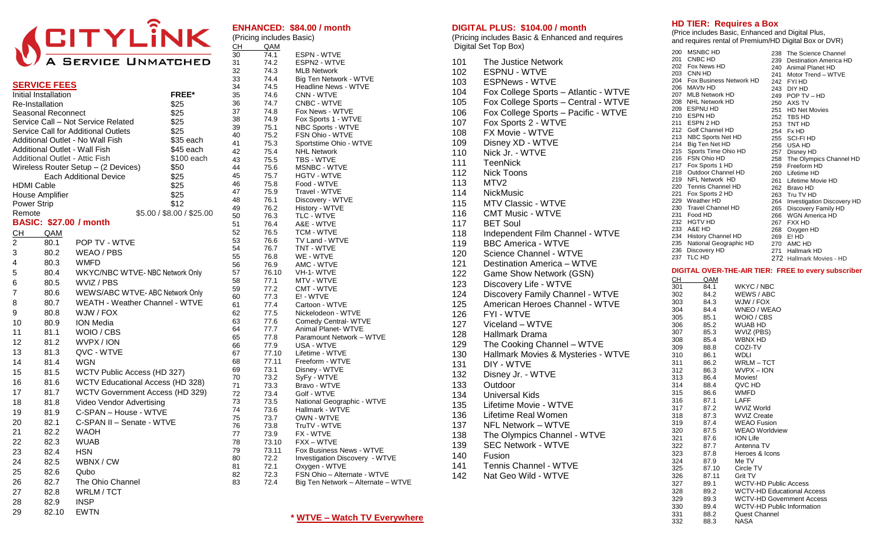# CITYLINK

A SERVICE UNMATCHED

## SERVICE FEES

| | |
|---|---|
| Initial Installation | FREE* |
| Re-Installation | $25 |
| Seasonal Reconnect | $25 |
| Service Call – Not Service Related | $25 |
| Service Call for Additional Outlets | $25 |
| Additional Outlet - No Wall Fish | $35 each |
| Additional Outlet - Wall Fish | $45 each |
| Additional Outlet - Attic Fish | $100 each |
| Wireless Router Setup – (2 Devices) | $50 |
| Each Additional Device | $25 |
| HDMI Cable | $25 |
| House Amplifier | $25 |
| Power Strip | $12 |
| Remote | $5.00 / $8.00 / $25.00 |

## BASIC: $27.00 / month

| CH | QAM | |
|---|---|---|
| 2 | 80.1 | POP TV - WTVE |
| 3 | 80.2 | WEAO / PBS |
| 4 | 80.3 | WMFD |
| 5 | 80.4 | WKYC/NBC WTVE- NBC Network Only |
| 6 | 80.5 | WVIZ / PBS |
| 7 | 80.6 | WEWS/ABC WTVE- ABC Network Only |
| 8 | 80.7 | WEATH - Weather Channel - WTVE |
| 9 | 80.8 | WJW / FOX |
| 10 | 80.9 | ION Media |
| 11 | 81.1 | WOIO / CBS |
| 12 | 81.2 | WVPX / ION |
| 13 | 81.3 | QVC - WTVE |
| 14 | 81.4 | WGN |
| 15 | 81.5 | WCTV Public Access (HD 327) |
| 16 | 81.6 | WCTV Educational Access (HD 328) |
| 17 | 81.7 | WCTV Government Access (HD 329) |
| 18 | 81.8 | Video Vendor Advertising |
| 19 | 81.9 | C-SPAN – House - WTVE |
| 20 | 82.1 | C-SPAN II – Senate - WTVE |
| 21 | 82.2 | WAOH |
| 22 | 82.3 | WUAB |
| 23 | 82.4 | HSN |
| 24 | 82.5 | WBNX / CW |
| 25 | 82.6 | Qubo |
| 26 | 82.7 | The Ohio Channel |
| 27 | 82.8 | WRLM / TCT |
| 28 | 82.9 | INSP |
| 29 | 82.10 | EWTN |

## ENHANCED: $84.00 / month

(Pricing includes Basic)

| CH | QAM | |
|---|---|---|
| 30 | 74.1 | ESPN - WTVE |
| 31 | 74.2 | ESPN2 - WTVE |
| 32 | 74.3 | MLB Network |
| 33 | 74.4 | Big Ten Network - WTVE |
| 34 | 74.5 | Headline News - WTVE |
| 35 | 74.6 | CNN - WTVE |
| 36 | 74.7 | CNBC - WTVE |
| 37 | 74.8 | Fox News - WTVE |
| 38 | 74.9 | Fox Sports 1 - WTVE |
| 39 | 75.1 | NBC Sports - WTVE |
| 40 | 75.2 | FSN Ohio - WTVE |
| 41 | 75.3 | Sportstime Ohio - WTVE |
| 42 | 75.4 | NHL Network |
| 43 | 75.5 | TBS - WTVE |
| 44 | 75.6 | MSNBC - WTVE |
| 45 | 75.7 | HGTV - WTVE |
| 46 | 75.8 | Food - WTVE |
| 47 | 75.9 | Travel - WTVE |
| 48 | 76.1 | Discovery - WTVE |
| 49 | 76.2 | History - WTVE |
| 50 | 76.3 | TLC - WTVE |
| 51 | 76.4 | A&E - WTVE |
| 52 | 76.5 | TCM - WTVE |
| 53 | 76.6 | TV Land - WTVE |
| 54 | 76.7 | TNT - WTVE |
| 55 | 76.8 | WE - WTVE |
| 56 | 76.9 | AMC - WTVE |
| 57 | 76.10 | VH-1- WTVE |
| 58 | 77.1 | MTV - WTVE |
| 59 | 77.2 | CMT - WTVE |
| 60 | 77.3 | E! - WTVE |
| 61 | 77.4 | Cartoon - WTVE |
| 62 | 77.5 | Nickelodeon - WTVE |
| 63 | 77.6 | Comedy Central- WTVE |
| 64 | 77.7 | Animal Planet- WTVE |
| 65 | 77.8 | Paramount Network – WTVE |
| 66 | 77.9 | USA - WTVE |
| 67 | 77.10 | Lifetime - WTVE |
| 68 | 77.11 | Freeform - WTVE |
| 69 | 73.1 | Disney - WTVE |
| 70 | 73.2 | SyFy - WTVE |
| 71 | 73.3 | Bravo - WTVE |
| 72 | 73.4 | Golf - WTVE |
| 73 | 73.5 | National Geographic - WTVE |
| 74 | 73.6 | Hallmark - WTVE |
| 75 | 73.7 | OWN - WTVE |
| 76 | 73.8 | TruTV - WTVE |
| 77 | 73.9 | FX - WTVE |
| 78 | 73.10 | FXX – WTVE |
| 79 | 73.11 | Fox Business News - WTVE |
| 80 | 72.2 | Investigation Discovery - WTVE |
| 81 | 72.1 | Oxygen - WTVE |
| 82 | 72.3 | FSN Ohio – Alternate - WTVE |
| 83 | 72.4 | Big Ten Network – Alternate – WTVE |

**\* WTVE – Watch TV Everywhere**

## DIGITAL PLUS: $104.00 / month

(Pricing includes Basic & Enhanced and requires Digital Set Top Box)

| | |
|---|---|
| 101 | The Justice Network |
| 102 | ESPNU - WTVE |
| 103 | ESPNews - WTVE |
| 104 | Fox College Sports – Atlantic - WTVE |
| 105 | Fox College Sports – Central - WTVE |
| 106 | Fox College Sports – Pacific - WTVE |
| 107 | Fox Sports 2 - WTVE |
| 108 | FX Movie - WTVE |
| 109 | Disney XD - WTVE |
| 110 | Nick Jr. - WTVE |
| 111 | TeenNick |
| 112 | Nick Toons |
| 113 | MTV2 |
| 114 | NickMusic |
| 115 | MTV Classic - WTVE |
| 116 | CMT Music - WTVE |
| 117 | BET Soul |
| 118 | Independent Film Channel - WTVE |
| 119 | BBC America - WTVE |
| 120 | Science Channel - WTVE |
| 121 | Destination America – WTVE |
| 122 | Game Show Network (GSN) |
| 123 | Discovery Life - WTVE |
| 124 | Discovery Family Channel - WTVE |
| 125 | American Heroes Channel - WTVE |
| 126 | FYI - WTVE |
| 127 | Viceland – WTVE |
| 128 | Hallmark Drama |
| 129 | The Cooking Channel – WTVE |
| 130 | Hallmark Movies & Mysteries - WTVE |
| 131 | DIY - WTVE |
| 132 | Disney Jr. - WTVE |
| 133 | Outdoor |
| 134 | Universal Kids |
| 135 | Lifetime Movie - WTVE |
| 136 | Lifetime Real Women |
| 137 | NFL Network – WTVE |
| 138 | The Olympics Channel - WTVE |
| 139 | SEC Network - WTVE |
| 140 | Fusion |
| 141 | Tennis Channel - WTVE |
| 142 | Nat Geo Wild - WTVE |

## HD TIER: Requires a Box

(Price includes Basic, Enhanced and Digital Plus, and requires rental of Premium/HD Digital Box or DVR)

| | |
|---|---|
| 200 | MSNBC HD |
| 201 | CNBC HD |
| 202 | Fox News HD |
| 203 | CNN HD |
| 204 | Fox Business Network HD |
| 206 | MAVtv HD |
| 207 | MLB Network HD |
| 208 | NHL Network HD |
| 209 | ESPNU HD |
| 210 | ESPN HD |
| 211 | ESPN 2 HD |
| 212 | Golf Channel HD |
| 213 | NBC Sports Net HD |
| 214 | Big Ten Net HD |
| 215 | Sports Time Ohio HD |
| 216 | FSN Ohio HD |
| 217 | Fox Sports 1 HD |
| 218 | Outdoor Channel HD |
| 219 | NFL Network HD |
| 220 | Tennis Channel HD |
| 221 | Fox Sports 2 HD |
| 229 | Weather HD |
| 230 | Travel Channel HD |
| 231 | Food HD |
| 232 | HGTV HD |
| 233 | A&E HD |
| 234 | History Channel HD |
| 235 | National Geographic HD |
| 236 | Discovery HD |
| 237 | TLC HD |
| 238 | The Science Channel |
| 239 | Destination America HD |
| 240 | Animal Planet HD |
| 241 | Motor Trend – WTVE |
| 242 | FYI HD |
| 243 | DIY HD |
| 249 | POP TV – HD |
| 250 | AXS TV |
| 251 | HD Net Movies |
| 252 | TBS HD |
| 253 | TNT HD |
| 254 | Fx HD |
| 255 | SCI-FI HD |
| 256 | USA HD |
| 257 | Disney HD |
| 258 | The Olympics Channel HD |
| 259 | Freeform HD |
| 260 | Lifetime HD |
| 261 | Lifetime Movie HD |
| 262 | Bravo HD |
| 263 | Tru TV HD |
| 264 | Investigation Discovery HD |
| 265 | Discovery Family HD |
| 266 | WGN America HD |
| 267 | FXX HD |
| 268 | Oxygen HD |
| 269 | E! HD |
| 270 | AMC HD |
| 271 | Hallmark HD |
| 272 | Hallmark Movies - HD |

## DIGITAL OVER-THE-AIR TIER: FREE to every subscriber

| CH | QAM | |
|---|---|---|
| 301 | 84.1 | WKYC / NBC |
| 302 | 84.2 | WEWS / ABC |
| 303 | 84.3 | WJW / FOX |
| 304 | 84.4 | WNEO / WEAO |
| 305 | 85.1 | WOIO / CBS |
| 306 | 85.2 | WUAB HD |
| 307 | 85.3 | WVIZ (PBS) |
| 308 | 85.4 | WBNX HD |
| 309 | 88.8 | COZI-TV |
| 310 | 86.1 | WDLI |
| 311 | 86.2 | WRLM – TCT |
| 312 | 86.3 | WVPX – ION |
| 313 | 86.4 | Movies! |
| 314 | 88.4 | QVC HD |
| 315 | 86.6 | WMFD |
| 316 | 87.1 | LAFF |
| 317 | 87.2 | WVIZ World |
| 318 | 87.3 | WVIZ Create |
| 319 | 87.4 | WEAO Fusion |
| 320 | 87.5 | WEAO Worldview |
| 321 | 87.6 | ION Life |
| 322 | 87.7 | Antenna TV |
| 323 | 87.8 | Heroes & Icons |
| 324 | 87.9 | Me TV |
| 325 | 87.10 | Circle TV |
| 326 | 87.11 | Grit TV |
| 327 | 89.1 | WCTV-HD Public Access |
| 328 | 89.2 | WCTV-HD Educational Access |
| 329 | 89.3 | WCTV-HD Government Access |
| 330 | 89.4 | WCTV-HD Public Information |
| 331 | 88.2 | Quest Channel |
| 332 | 88.3 | NASA |